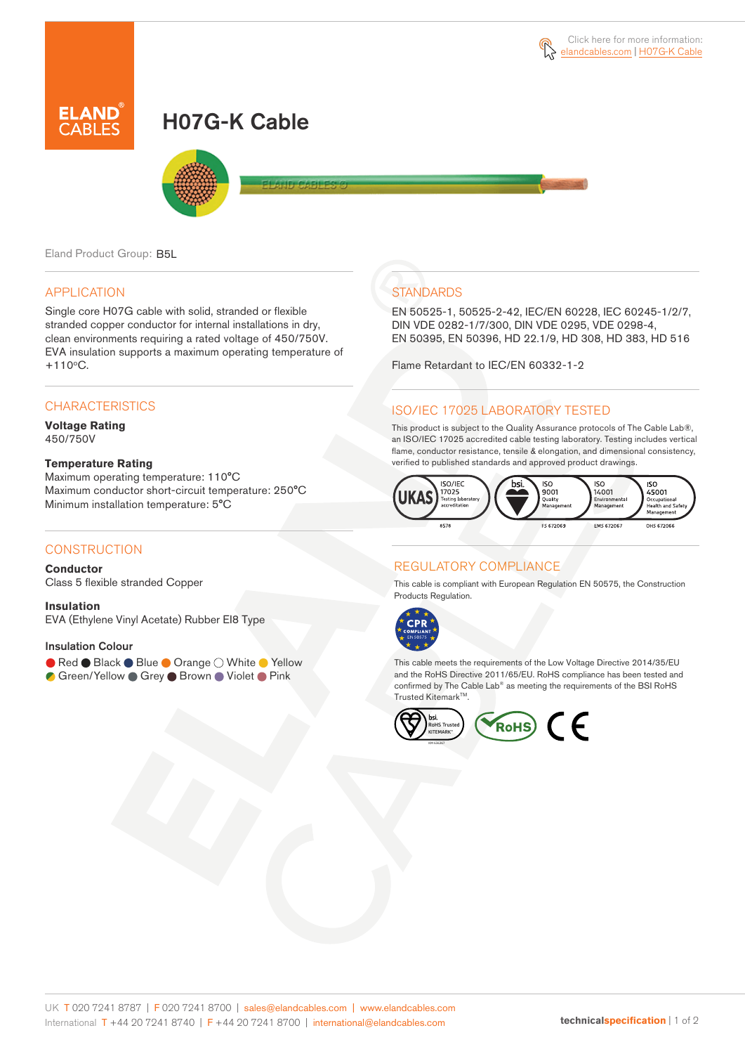Click here for more information: elandcables.com | H07G-K Cable

# H07G-K Cable

Eland Product Group: B5L

## APPLICATION

Single core H07G cable with solid, stranded or flexible stranded copper conductor for internal installations in dry, clean environments requiring a rated voltage of 450/750V. EVA insulation supports a maximum operating temperature of +110ºC.

## CHARACTERISTICS

**Voltage Rating**
450/750V

**Temperature Rating**
Maximum operating temperature: 110°C
Maximum conductor short-circuit temperature: 250°C
Minimum installation temperature: 5°C

## CONSTRUCTION

**Conductor**
Class 5 flexible stranded Copper

**Insulation**
EVA (Ethylene Vinyl Acetate) Rubber EI8 Type

**Insulation Colour**
Red, Black, Blue, Orange, White, Yellow, Green/Yellow, Grey, Brown, Violet, Pink

## STANDARDS

EN 50525-1, 50525-2-42, IEC/EN 60228, IEC 60245-1/2/7, DIN VDE 0282-1/7/300, DIN VDE 0295, VDE 0298-4, EN 50395, EN 50396, HD 22.1/9, HD 308, HD 383, HD 516

Flame Retardant to IEC/EN 60332-1-2

## ISO/IEC 17025 LABORATORY TESTED

This product is subject to the Quality Assurance protocols of The Cable Lab®, an ISO/IEC 17025 accredited cable testing laboratory. Testing includes vertical flame, conductor resistance, tensile & elongation, and dimensional consistency, verified to published standards and approved product drawings.

UKAS ISO/IEC 17025 Testing laboratory accreditation 8578 | bsi. ISO 9001 Quality Management FS 672069 | ISO 14001 Environmental Management EMS 672067 | ISO 45001 Occupational Health and Safety Management OHS 672066

## REGULATORY COMPLIANCE

This cable is compliant with European Regulation EN 50575, the Construction Products Regulation.

This cable meets the requirements of the Low Voltage Directive 2014/35/EU and the RoHS Directive 2011/65/EU. RoHS compliance has been tested and confirmed by The Cable Lab® as meeting the requirements of the BSI RoHS Trusted Kitemark™.

UK T 020 7241 8787 | F 020 7241 8700 | sales@elandcables.com | www.elandcables.com
International T +44 20 7241 8740 | F +44 20 7241 8700 | international@elandcables.com

technicalspecification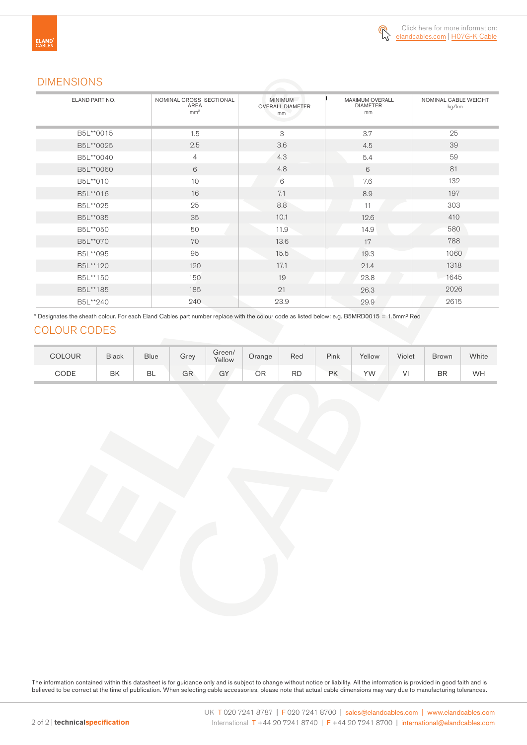Click here for more information: elandcables.com | H07G-K Cable

## DIMENSIONS

| ELAND PART NO. | NOMINAL CROSS SECTIONAL AREA $mm^2$ | MINIMUM OVERALL DIAMETER mm | MAXIMUM OVERALL DIAMETER mm | NOMINAL CABLE WEIGHT kg/km |
|---|---|---|---|---|
| B5L**0015 | 1.5 | 3 | 3.7 | 25 |
| B5L**0025 | 2.5 | 3.6 | 4.5 | 39 |
| B5L**0040 | 4 | 4.3 | 5.4 | 59 |
| B5L**0060 | 6 | 4.8 | 6 | 81 |
| B5L**010 | 10 | 6 | 7.6 | 132 |
| B5L**016 | 16 | 7.1 | 8.9 | 197 |
| B5L**025 | 25 | 8.8 | 11 | 303 |
| B5L**035 | 35 | 10.1 | 12.6 | 410 |
| B5L**050 | 50 | 11.9 | 14.9 | 580 |
| B5L**070 | 70 | 13.6 | 17 | 788 |
| B5L**095 | 95 | 15.5 | 19.3 | 1060 |
| B5L**120 | 120 | 17.1 | 21.4 | 1318 |
| B5L**150 | 150 | 19 | 23.8 | 1645 |
| B5L**185 | 185 | 21 | 26.3 | 2026 |
| B5L**240 | 240 | 23.9 | 29.9 | 2615 |

* Designates the sheath colour. For each Eland Cables part number replace with the colour code as listed below: e.g. B5MRD0015 = 1.5mm² Red

## COLOUR CODES

| COLOUR | Black | Blue | Grey | Green/ Yellow | Orange | Red | Pink | Yellow | Violet | Brown | White |
|---|---|---|---|---|---|---|---|---|---|---|---|
| CODE | BK | BL | GR | GY | OR | RD | PK | YW | VI | BR | WH |

The information contained within this datasheet is for guidance only and is subject to change without notice or liability. All the information is provided in good faith and is believed to be correct at the time of publication. When selecting cable accessories, please note that actual cable dimensions may vary due to manufacturing tolerances.

UK T 020 7241 8787 | F 020 7241 8700 | sales@elandcables.com | www.elandcables.com
International T +44 20 7241 8740 | F +44 20 7241 8700 | international@elandcables.com